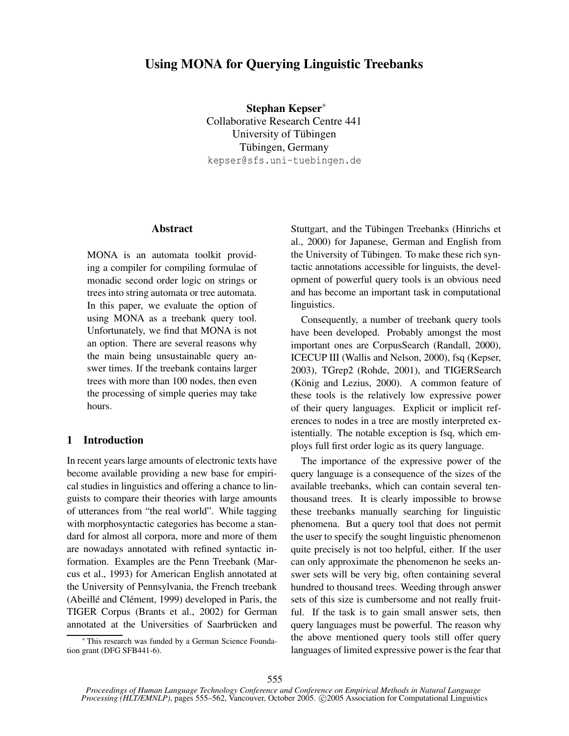# Using MONA for Querying Linguistic Treebanks

**Stephan Kepser***
Collaborative Research Centre 441
University of Tübingen
Tübingen, Germany
kepser@sfs.uni-tuebingen.de

## Abstract

MONA is an automata toolkit providing a compiler for compiling formulae of monadic second order logic on strings or trees into string automata or tree automata. In this paper, we evaluate the option of using MONA as a treebank query tool. Unfortunately, we find that MONA is not an option. There are several reasons why the main being unsustainable query answer times. If the treebank contains larger trees with more than 100 nodes, then even the processing of simple queries may take hours.

## 1 Introduction

In recent years large amounts of electronic texts have become available providing a new base for empirical studies in linguistics and offering a chance to linguists to compare their theories with large amounts of utterances from "the real world". While tagging with morphosyntactic categories has become a standard for almost all corpora, more and more of them are nowadays annotated with refined syntactic information. Examples are the Penn Treebank (Marcus et al., 1993) for American English annotated at the University of Pennsylvania, the French treebank (Abeillé and Clément, 1999) developed in Paris, the TIGER Corpus (Brants et al., 2002) for German annotated at the Universities of Saarbrücken and Stuttgart, and the Tübingen Treebanks (Hinrichs et al., 2000) for Japanese, German and English from the University of Tübingen. To make these rich syntactic annotations accessible for linguists, the development of powerful query tools is an obvious need and has become an important task in computational linguistics.

Consequently, a number of treebank query tools have been developed. Probably amongst the most important ones are CorpusSearch (Randall, 2000), ICECUP III (Wallis and Nelson, 2000), fsq (Kepser, 2003), TGrep2 (Rohde, 2001), and TIGERSearch (König and Lezius, 2000). A common feature of these tools is the relatively low expressive power of their query languages. Explicit or implicit references to nodes in a tree are mostly interpreted existentially. The notable exception is fsq, which employs full first order logic as its query language.

The importance of the expressive power of the query language is a consequence of the sizes of the available treebanks, which can contain several ten-thousand trees. It is clearly impossible to browse these treebanks manually searching for linguistic phenomena. But a query tool that does not permit the user to specify the sought linguistic phenomenon quite precisely is not too helpful, either. If the user can only approximate the phenomenon he seeks answer sets will be very big, often containing several hundred to thousand trees. Weeding through answer sets of this size is cumbersome and not really fruitful. If the task is to gain small answer sets, then query languages must be powerful. The reason why the above mentioned query tools still offer query languages of limited expressive power is the fear that

* This research was funded by a German Science Foundation grant (DFG SFB441-6).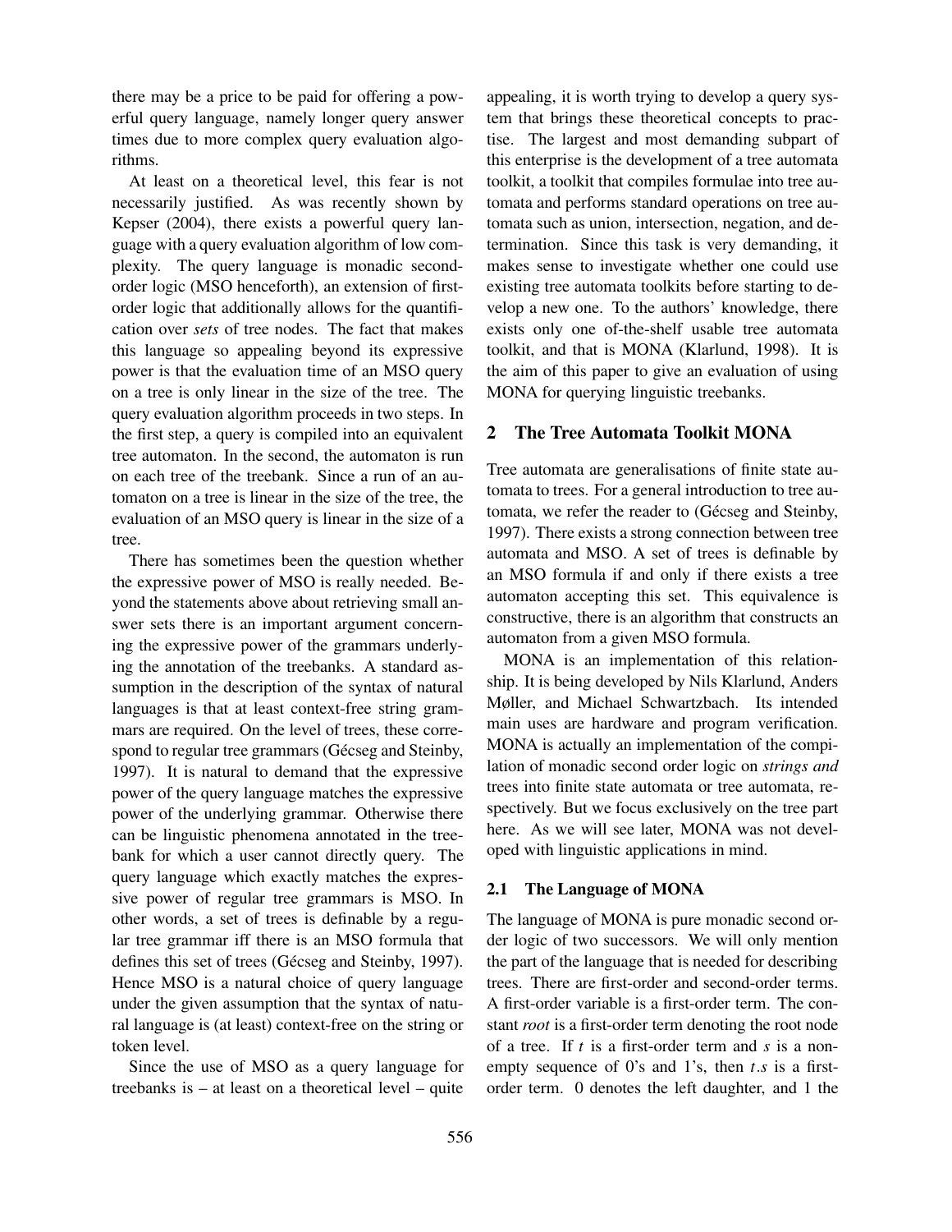there may be a price to be paid for offering a powerful query language, namely longer query answer times due to more complex query evaluation algorithms.

At least on a theoretical level, this fear is not necessarily justified. As was recently shown by Kepser (2004), there exists a powerful query language with a query evaluation algorithm of low complexity. The query language is monadic second-order logic (MSO henceforth), an extension of first-order logic that additionally allows for the quantification over *sets* of tree nodes. The fact that makes this language so appealing beyond its expressive power is that the evaluation time of an MSO query on a tree is only linear in the size of the tree. The query evaluation algorithm proceeds in two steps. In the first step, a query is compiled into an equivalent tree automaton. In the second, the automaton is run on each tree of the treebank. Since a run of an automaton on a tree is linear in the size of the tree, the evaluation of an MSO query is linear in the size of a tree.

There has sometimes been the question whether the expressive power of MSO is really needed. Beyond the statements above about retrieving small answer sets there is an important argument concerning the expressive power of the grammars underlying the annotation of the treebanks. A standard assumption in the description of the syntax of natural languages is that at least context-free string grammars are required. On the level of trees, these correspond to regular tree grammars (Gécseg and Steinby, 1997). It is natural to demand that the expressive power of the query language matches the expressive power of the underlying grammar. Otherwise there can be linguistic phenomena annotated in the treebank for which a user cannot directly query. The query language which exactly matches the expressive power of regular tree grammars is MSO. In other words, a set of trees is definable by a regular tree grammar iff there is an MSO formula that defines this set of trees (Gécseg and Steinby, 1997). Hence MSO is a natural choice of query language under the given assumption that the syntax of natural language is (at least) context-free on the string or token level.

Since the use of MSO as a query language for treebanks is – at least on a theoretical level – quite appealing, it is worth trying to develop a query system that brings these theoretical concepts to practise. The largest and most demanding subpart of this enterprise is the development of a tree automata toolkit, a toolkit that compiles formulae into tree automata and performs standard operations on tree automata such as union, intersection, negation, and determination. Since this task is very demanding, it makes sense to investigate whether one could use existing tree automata toolkits before starting to develop a new one. To the authors' knowledge, there exists only one of-the-shelf usable tree automata toolkit, and that is MONA (Klarlund, 1998). It is the aim of this paper to give an evaluation of using MONA for querying linguistic treebanks.

## 2 The Tree Automata Toolkit MONA

Tree automata are generalisations of finite state automata to trees. For a general introduction to tree automata, we refer the reader to (Gécseg and Steinby, 1997). There exists a strong connection between tree automata and MSO. A set of trees is definable by an MSO formula if and only if there exists a tree automaton accepting this set. This equivalence is constructive, there is an algorithm that constructs an automaton from a given MSO formula.

MONA is an implementation of this relationship. It is being developed by Nils Klarlund, Anders Møller, and Michael Schwartzbach. Its intended main uses are hardware and program verification. MONA is actually an implementation of the compilation of monadic second order logic on *strings and* trees into finite state automata or tree automata, respectively. But we focus exclusively on the tree part here. As we will see later, MONA was not developed with linguistic applications in mind.

### 2.1 The Language of MONA

The language of MONA is pure monadic second order logic of two successors. We will only mention the part of the language that is needed for describing trees. There are first-order and second-order terms. A first-order variable is a first-order term. The constant *root* is a first-order term denoting the root node of a tree. If $t$ is a first-order term and $s$ is a non-empty sequence of 0's and 1's, then $t.s$ is a first-order term. 0 denotes the left daughter, and 1 the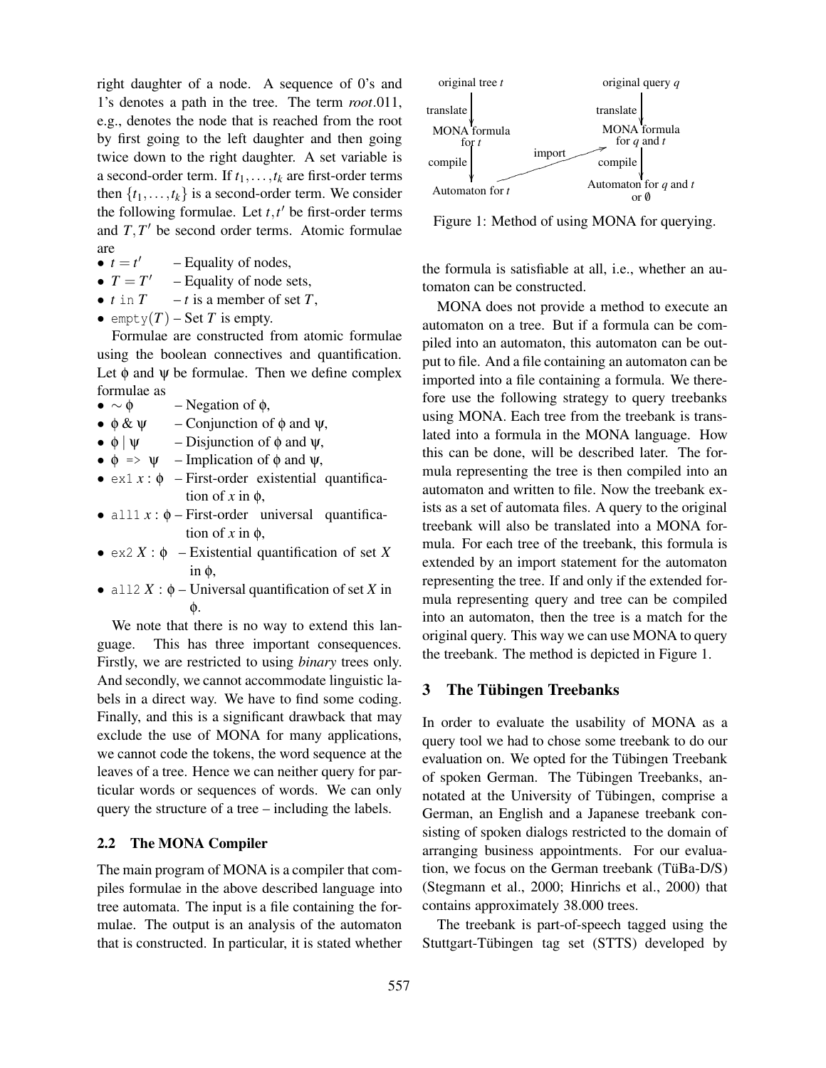right daughter of a node. A sequence of 0's and 1's denotes a path in the tree. The term *root*.011, e.g., denotes the node that is reached from the root by first going to the left daughter and then going twice down to the right daughter. A set variable is a second-order term. If $t_1, \ldots, t_k$ are first-order terms then $\{t_1, \ldots, t_k\}$ is a second-order term. We consider the following formulae. Let $t, t'$ be first-order terms and $T, T'$ be second order terms. Atomic formulae are

- $t = t'$ – Equality of nodes,
- $T = T'$ – Equality of node sets,
- $t$ `in` $T$ – $t$ is a member of set $T$,
- `empty`$(T)$ – Set $T$ is empty.

Formulae are constructed from atomic formulae using the boolean connectives and quantification. Let $\phi$ and $\psi$ be formulae. Then we define complex formulae as

- $\sim \phi$ – Negation of $\phi$,
- $\phi$ & $\psi$ – Conjunction of $\phi$ and $\psi$,
- $\phi \mid \psi$ – Disjunction of $\phi$ and $\psi$,
- $\phi$ `=>` $\psi$ – Implication of $\phi$ and $\psi$,
- `ex1` $x : \phi$ – First-order existential quantification of $x$ in $\phi$,
- `all1` $x : \phi$ – First-order universal quantification of $x$ in $\phi$,
- `ex2` $X : \phi$ – Existential quantification of set $X$ in $\phi$,
- `all2` $X : \phi$ – Universal quantification of set $X$ in $\phi$.

We note that there is no way to extend this language. This has three important consequences. Firstly, we are restricted to using *binary* trees only. And secondly, we cannot accommodate linguistic labels in a direct way. We have to find some coding. Finally, and this is a significant drawback that may exclude the use of MONA for many applications, we cannot code the tokens, the word sequence at the leaves of a tree. Hence we can neither query for particular words or sequences of words. We can only query the structure of a tree – including the labels.

### 2.2 The MONA Compiler

The main program of MONA is a compiler that compiles formulae in the above described language into tree automata. The input is a file containing the formulae. The output is an analysis of the automaton that is constructed. In particular, it is stated whether the formula is satisfiable at all, i.e., whether an automaton can be constructed.

MONA does not provide a method to execute an automaton on a tree. But if a formula can be compiled into an automaton, this automaton can be output to file. And a file containing an automaton can be imported into a file containing a formula. We therefore use the following strategy to query treebanks using MONA. Each tree from the treebank is translated into a formula in the MONA language. How this can be done, will be described later. The formula representing the tree is then compiled into an automaton and written to file. Now the treebank exists as a set of automata files. A query to the original treebank will also be translated into a MONA formula. For each tree of the treebank, this formula is extended by an import statement for the automaton representing the tree. If and only if the extended formula representing query and tree can be compiled into an automaton, then the tree is a match for the original query. This way we can use MONA to query the treebank. The method is depicted in Figure 1.

original tree $t$ → translate → MONA formula for $t$ → compile → Automaton for $t$ → import → MONA formula for $q$ and $t$ (original query $q$ → translate → MONA formula for $q$ and $t$) → compile → Automaton for $q$ and $t$ or $\emptyset$

Figure 1: Method of using MONA for querying.

## 3 The Tübingen Treebanks

In order to evaluate the usability of MONA as a query tool we had to chose some treebank to do our evaluation on. We opted for the Tübingen Treebank of spoken German. The Tübingen Treebanks, annotated at the University of Tübingen, comprise a German, an English and a Japanese treebank consisting of spoken dialogs restricted to the domain of arranging business appointments. For our evaluation, we focus on the German treebank (TüBa-D/S) (Stegmann et al., 2000; Hinrichs et al., 2000) that contains approximately 38.000 trees.

The treebank is part-of-speech tagged using the Stuttgart-Tübingen tag set (STTS) developed by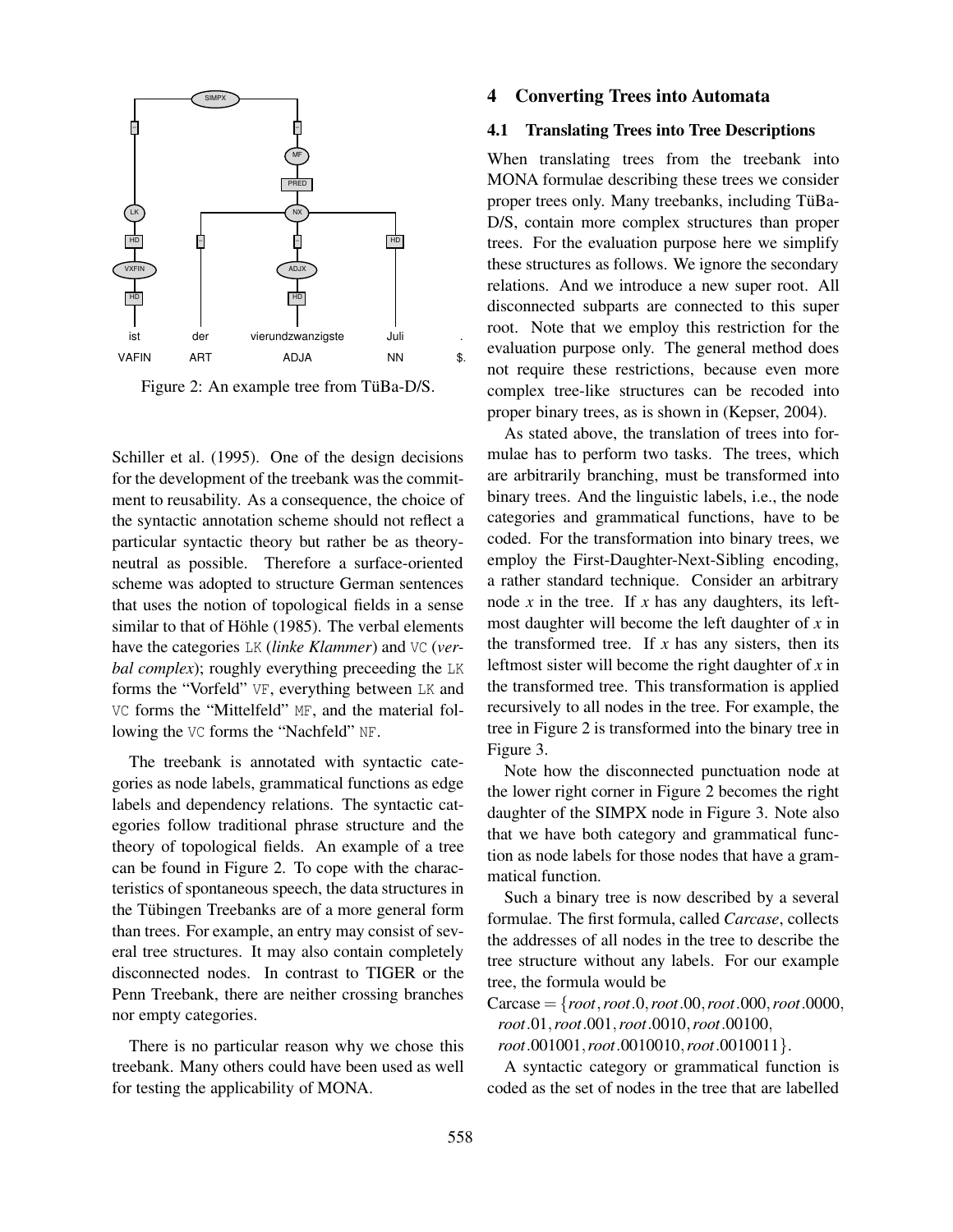Figure 2: An example tree from TüBa-D/S.

Schiller et al. (1995). One of the design decisions for the development of the treebank was the commitment to reusability. As a consequence, the choice of the syntactic annotation scheme should not reflect a particular syntactic theory but rather be as theory-neutral as possible. Therefore a surface-oriented scheme was adopted to structure German sentences that uses the notion of topological fields in a sense similar to that of Höhle (1985). The verbal elements have the categories `LK` (*linke Klammer*) and `VC` (*verbal complex*); roughly everything preceeding the `LK` forms the "Vorfeld" `VF`, everything between `LK` and `VC` forms the "Mittelfeld" `MF`, and the material following the `VC` forms the "Nachfeld" `NF`.

The treebank is annotated with syntactic categories as node labels, grammatical functions as edge labels and dependency relations. The syntactic categories follow traditional phrase structure and the theory of topological fields. An example of a tree can be found in Figure 2. To cope with the characteristics of spontaneous speech, the data structures in the Tübingen Treebanks are of a more general form than trees. For example, an entry may consist of several tree structures. It may also contain completely disconnected nodes. In contrast to TIGER or the Penn Treebank, there are neither crossing branches nor empty categories.

There is no particular reason why we chose this treebank. Many others could have been used as well for testing the applicability of MONA.

# 4 Converting Trees into Automata

## 4.1 Translating Trees into Tree Descriptions

When translating trees from the treebank into MONA formulae describing these trees we consider proper trees only. Many treebanks, including TüBa-D/S, contain more complex structures than proper trees. For the evaluation purpose here we simplify these structures as follows. We ignore the secondary relations. And we introduce a new super root. All disconnected subparts are connected to this super root. Note that we employ this restriction for the evaluation purpose only. The general method does not require these restrictions, because even more complex tree-like structures can be recoded into proper binary trees, as is shown in (Kepser, 2004).

As stated above, the translation of trees into formulae has to perform two tasks. The trees, which are arbitrarily branching, must be transformed into binary trees. And the linguistic labels, i.e., the node categories and grammatical functions, have to be coded. For the transformation into binary trees, we employ the First-Daughter-Next-Sibling encoding, a rather standard technique. Consider an arbitrary node $x$ in the tree. If $x$ has any daughters, its leftmost daughter will become the left daughter of $x$ in the transformed tree. If $x$ has any sisters, then its leftmost sister will become the right daughter of $x$ in the transformed tree. This transformation is applied recursively to all nodes in the tree. For example, the tree in Figure 2 is transformed into the binary tree in Figure 3.

Note how the disconnected punctuation node at the lower right corner in Figure 2 becomes the right daughter of the SIMPX node in Figure 3. Note also that we have both category and grammatical function as node labels for those nodes that have a grammatical function.

Such a binary tree is now described by a several formulae. The first formula, called *Carcase*, collects the addresses of all nodes in the tree to describe the tree structure without any labels. For our example tree, the formula would be

$$\text{Carcase} = \{root, root.0, root.00, root.000, root.0000, root.01, root.001, root.0010, root.00100, root.001001, root.0010010, root.0010011\}.$$

A syntactic category or grammatical function is coded as the set of nodes in the tree that are labelled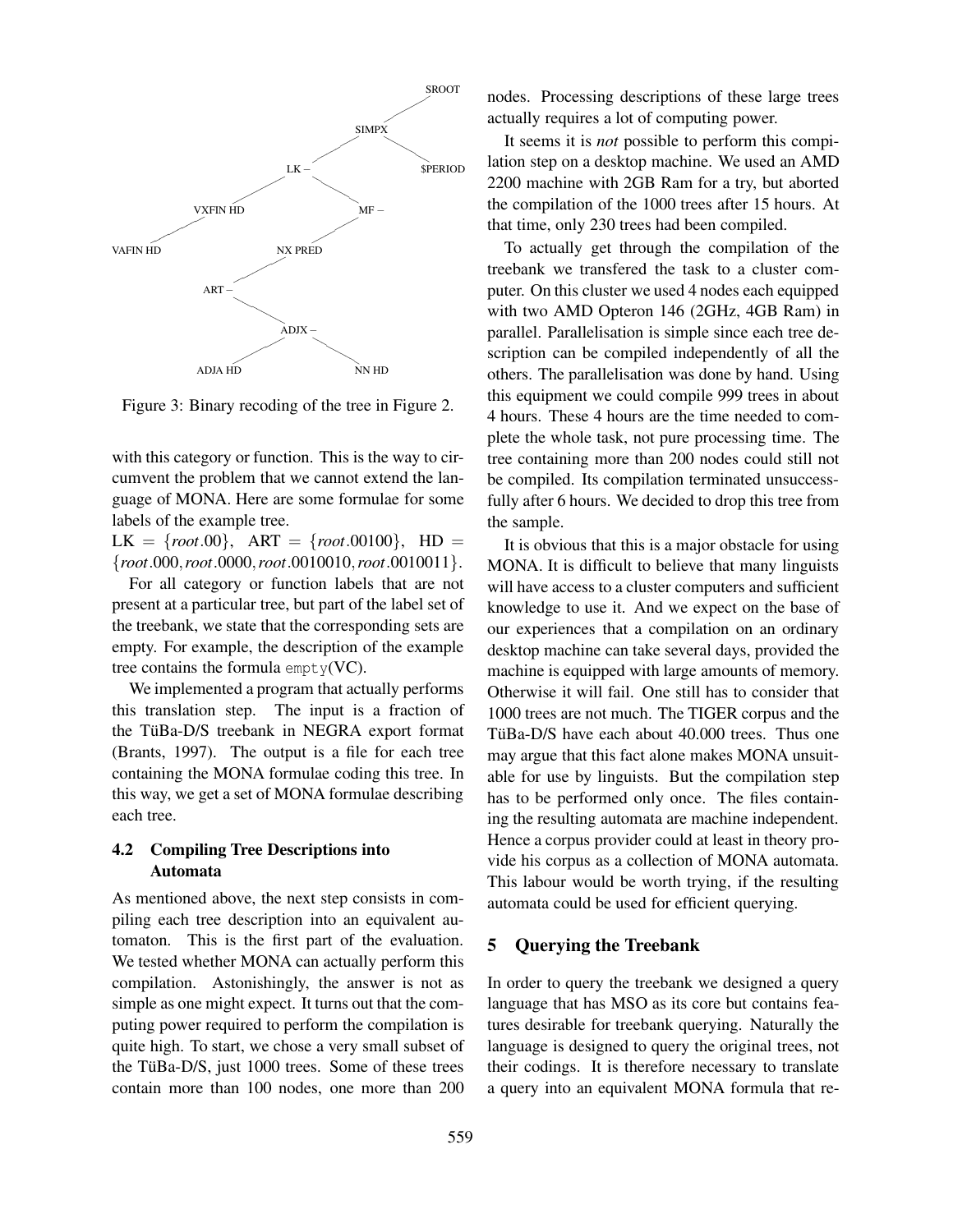Figure 3: Binary recoding of the tree in Figure 2.

with this category or function. This is the way to circumvent the problem that we cannot extend the language of MONA. Here are some formulae for some labels of the example tree.

LK = $\{root.00\}$, ART = $\{root.00100\}$, HD = $\{root.000, root.0000, root.0010010, root.0010011\}$.

For all category or function labels that are not present at a particular tree, but part of the label set of the treebank, we state that the corresponding sets are empty. For example, the description of the example tree contains the formula `empty`(VC).

We implemented a program that actually performs this translation step. The input is a fraction of the TüBa-D/S treebank in NEGRA export format (Brants, 1997). The output is a file for each tree containing the MONA formulae coding this tree. In this way, we get a set of MONA formulae describing each tree.

### 4.2 Compiling Tree Descriptions into Automata

As mentioned above, the next step consists in compiling each tree description into an equivalent automaton. This is the first part of the evaluation. We tested whether MONA can actually perform this compilation. Astonishingly, the answer is not as simple as one might expect. It turns out that the computing power required to perform the compilation is quite high. To start, we chose a very small subset of the TüBa-D/S, just 1000 trees. Some of these trees contain more than 100 nodes, one more than 200 nodes. Processing descriptions of these large trees actually requires a lot of computing power.

It seems it is *not* possible to perform this compilation step on a desktop machine. We used an AMD 2200 machine with 2GB Ram for a try, but aborted the compilation of the 1000 trees after 15 hours. At that time, only 230 trees had been compiled.

To actually get through the compilation of the treebank we transfered the task to a cluster computer. On this cluster we used 4 nodes each equipped with two AMD Opteron 146 (2GHz, 4GB Ram) in parallel. Parallelisation is simple since each tree description can be compiled independently of all the others. The parallelisation was done by hand. Using this equipment we could compile 999 trees in about 4 hours. These 4 hours are the time needed to complete the whole task, not pure processing time. The tree containing more than 200 nodes could still not be compiled. Its compilation terminated unsuccessfully after 6 hours. We decided to drop this tree from the sample.

It is obvious that this is a major obstacle for using MONA. It is difficult to believe that many linguists will have access to a cluster computers and sufficient knowledge to use it. And we expect on the base of our experiences that a compilation on an ordinary desktop machine can take several days, provided the machine is equipped with large amounts of memory. Otherwise it will fail. One still has to consider that 1000 trees are not much. The TIGER corpus and the TüBa-D/S have each about 40.000 trees. Thus one may argue that this fact alone makes MONA unsuitable for use by linguists. But the compilation step has to be performed only once. The files containing the resulting automata are machine independent. Hence a corpus provider could at least in theory provide his corpus as a collection of MONA automata. This labour would be worth trying, if the resulting automata could be used for efficient querying.

## 5 Querying the Treebank

In order to query the treebank we designed a query language that has MSO as its core but contains features desirable for treebank querying. Naturally the language is designed to query the original trees, not their codings. It is therefore necessary to translate a query into an equivalent MONA formula that re-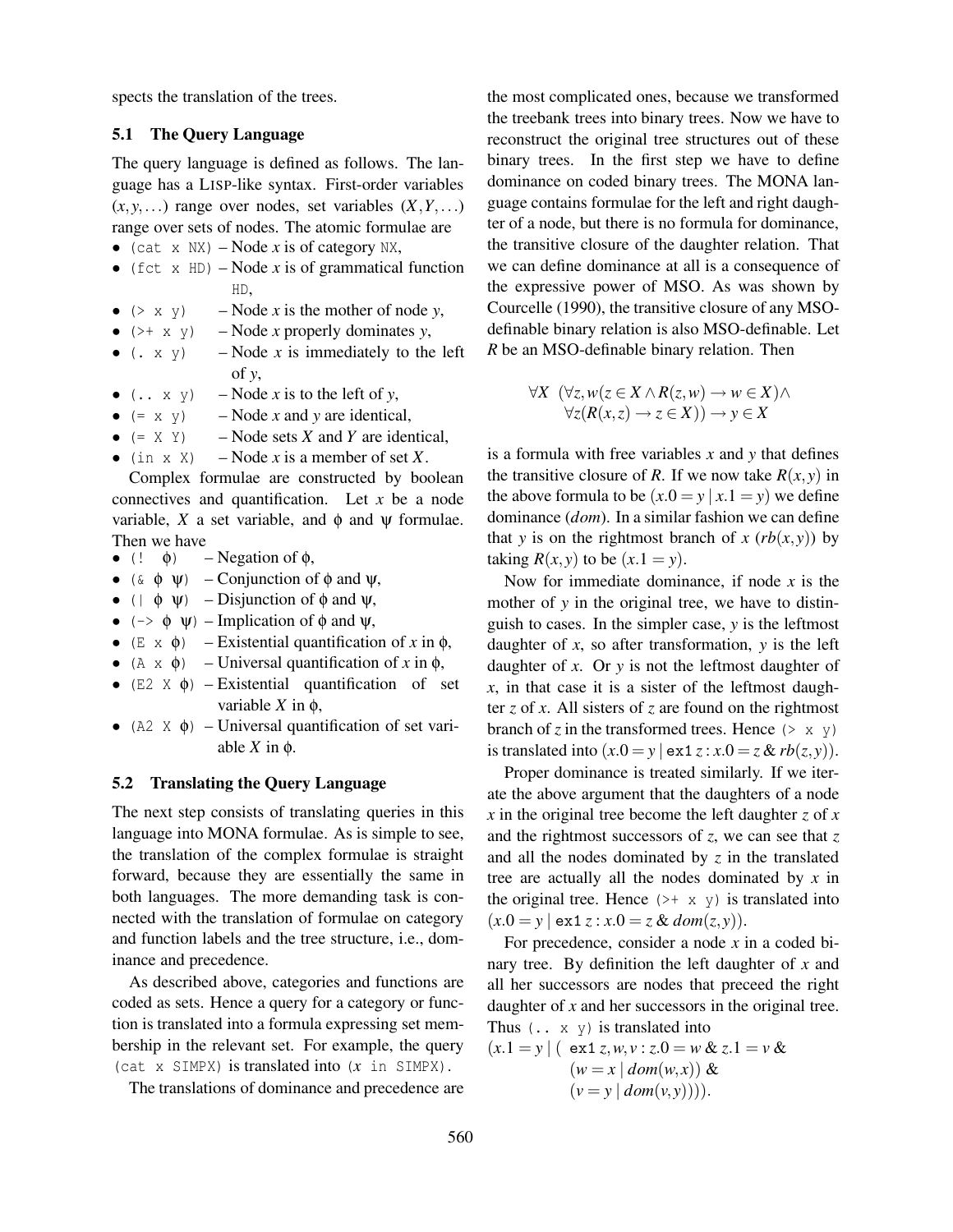spects the translation of the trees.

### 5.1 The Query Language

The query language is defined as follows. The language has a LISP-like syntax. First-order variables $(x, y, \ldots)$ range over nodes, set variables $(X, Y, \ldots)$ range over sets of nodes. The atomic formulae are

- `(cat x NX)` – Node $x$ is of category `NX`,
- `(fct x HD)` – Node $x$ is of grammatical function `HD`,
- `(> x y)` – Node $x$ is the mother of node $y$,
- `(>+ x y)` – Node $x$ properly dominates $y$,
- `(. x y)` – Node $x$ is immediately to the left of $y$,
- `(.. x y)` – Node $x$ is to the left of $y$,
- `(= x y)` – Node $x$ and $y$ are identical,
- `(= X Y)` – Node sets $X$ and $Y$ are identical,
- `(in x X)` – Node $x$ is a member of set $X$.

Complex formulae are constructed by boolean connectives and quantification. Let $x$ be a node variable, $X$ a set variable, and $\phi$ and $\psi$ formulae. Then we have

- `(!` $\phi$`)` – Negation of $\phi$,
- `(&` $\phi$ $\psi$`)` – Conjunction of $\phi$ and $\psi$,
- `(|` $\phi$ $\psi$`)` – Disjunction of $\phi$ and $\psi$,
- `(->` $\phi$ $\psi$`)` – Implication of $\phi$ and $\psi$,
- `(E x` $\phi$`)` – Existential quantification of $x$ in $\phi$,
- `(A x` $\phi$`)` – Universal quantification of $x$ in $\phi$,
- `(E2 X` $\phi$`)` – Existential quantification of set variable $X$ in $\phi$,
- `(A2 X` $\phi$`)` – Universal quantification of set variable $X$ in $\phi$.

### 5.2 Translating the Query Language

The next step consists of translating queries in this language into MONA formulae. As is simple to see, the translation of the complex formulae is straight forward, because they are essentially the same in both languages. The more demanding task is connected with the translation of formulae on category and function labels and the tree structure, i.e., dominance and precedence.

As described above, categories and functions are coded as sets. Hence a query for a category or function is translated into a formula expressing set membership in the relevant set. For example, the query `(cat x SIMPX)` is translated into `(x in SIMPX)`.

The translations of dominance and precedence are the most complicated ones, because we transformed the treebank trees into binary trees. Now we have to reconstruct the original tree structures out of these binary trees. In the first step we have to define dominance on coded binary trees. The MONA language contains formulae for the left and right daughter of a node, but there is no formula for dominance, the transitive closure of the daughter relation. That we can define dominance at all is a consequence of the expressive power of MSO. As was shown by Courcelle (1990), the transitive closure of any MSO-definable binary relation is also MSO-definable. Let $R$ be an MSO-definable binary relation. Then

$$\forall X \ \ (\forall z, w(z \in X \wedge R(z,w) \rightarrow w \in X) \wedge \\ \forall z(R(x,z) \rightarrow z \in X)) \rightarrow y \in X$$

is a formula with free variables $x$ and $y$ that defines the transitive closure of $R$. If we now take $R(x,y)$ in the above formula to be $(x.0 = y \mid x.1 = y)$ we define dominance (*dom*). In a similar fashion we can define that $y$ is on the rightmost branch of $x$ ($rb(x,y)$) by taking $R(x,y)$ to be $(x.1 = y)$.

Now for immediate dominance, if node $x$ is the mother of $y$ in the original tree, we have to distinguish to cases. In the simpler case, $y$ is the leftmost daughter of $x$, so after transformation, $y$ is the left daughter of $x$. Or $y$ is not the leftmost daughter of $x$, in that case it is a sister of the leftmost daughter $z$ of $x$. All sisters of $z$ are found on the rightmost branch of $z$ in the transformed trees. Hence `(> x y)` is translated into $(x.0 = y \mid \texttt{ex1}\, z : x.0 = z \,\&\, rb(z,y))$.

Proper dominance is treated similarly. If we iterate the above argument that the daughters of a node $x$ in the original tree become the left daughter $z$ of $x$ and the rightmost successors of $z$, we can see that $z$ and all the nodes dominated by $z$ in the translated tree are actually all the nodes dominated by $x$ in the original tree. Hence `(>+ x y)` is translated into $(x.0 = y \mid \texttt{ex1}\, z : x.0 = z \,\&\, dom(z,y))$.

For precedence, consider a node $x$ in a coded binary tree. By definition the left daughter of $x$ and all her successors are nodes that preceed the right daughter of $x$ and her successors in the original tree. Thus `(.. x y)` is translated into

$$(x.1 = y \mid ( \ \texttt{ex1}\, z,w,v : z.0 = w \,\&\, z.1 = v \,\& \\ (w = x \mid dom(w,x)) \,\& \\ (v = y \mid dom(v,y)))).$$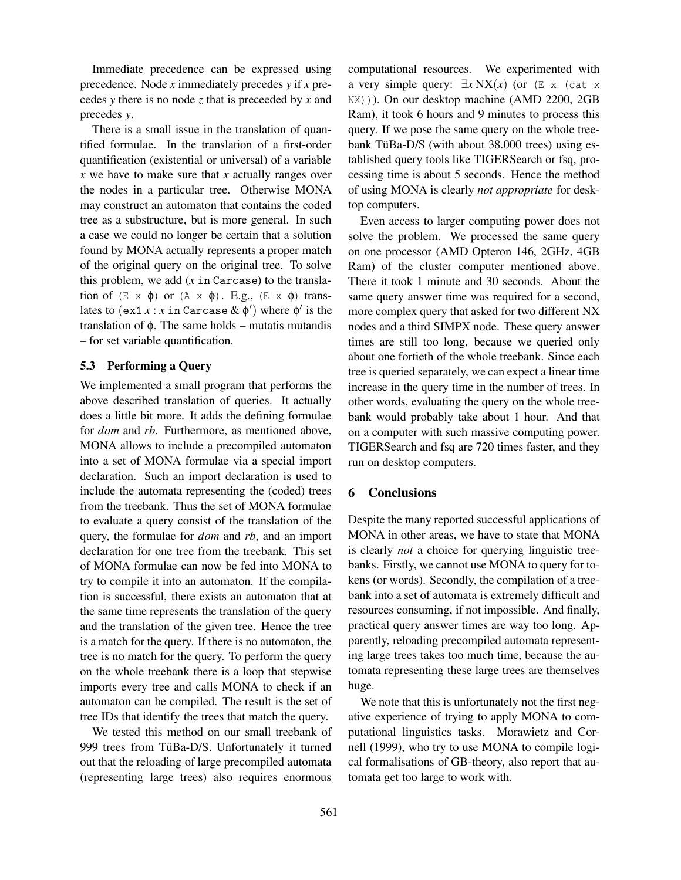Immediate precedence can be expressed using precedence. Node *x* immediately precedes *y* if *x* precedes *y* there is no node *z* that is preceeded by *x* and precedes *y*.

There is a small issue in the translation of quantified formulae. In the translation of a first-order quantification (existential or universal) of a variable *x* we have to make sure that *x* actually ranges over the nodes in a particular tree. Otherwise MONA may construct an automaton that contains the coded tree as a substructure, but is more general. In such a case we could no longer be certain that a solution found by MONA actually represents a proper match of the original query on the original tree. To solve this problem, we add (*x* `in Carcase`) to the translation of `(E x` $\phi$`)` or `(A x` $\phi$`)`. E.g., `(E x` $\phi$`)` translates to (`ex1` $x$ : $x$ `in Carcase` & $\phi'$) where $\phi'$ is the translation of $\phi$. The same holds – mutatis mutandis – for set variable quantification.

### 5.3 Performing a Query

We implemented a small program that performs the above described translation of queries. It actually does a little bit more. It adds the defining formulae for *dom* and *rb*. Furthermore, as mentioned above, MONA allows to include a precompiled automaton into a set of MONA formulae via a special import declaration. Such an import declaration is used to include the automata representing the (coded) trees from the treebank. Thus the set of MONA formulae to evaluate a query consist of the translation of the query, the formulae for *dom* and *rb*, and an import declaration for one tree from the treebank. This set of MONA formulae can now be fed into MONA to try to compile it into an automaton. If the compilation is successful, there exists an automaton that at the same time represents the translation of the query and the translation of the given tree. Hence the tree is a match for the query. If there is no automaton, the tree is no match for the query. To perform the query on the whole treebank there is a loop that stepwise imports every tree and calls MONA to check if an automaton can be compiled. The result is the set of tree IDs that identify the trees that match the query.

We tested this method on our small treebank of 999 trees from TüBa-D/S. Unfortunately it turned out that the reloading of large precompiled automata (representing large trees) also requires enormous computational resources. We experimented with a very simple query: $\exists x\, \mathrm{NX}(x)$ (or `(E x (cat x NX))`). On our desktop machine (AMD 2200, 2GB Ram), it took 6 hours and 9 minutes to process this query. If we pose the same query on the whole treebank TüBa-D/S (with about 38.000 trees) using established query tools like TIGERSearch or fsq, processing time is about 5 seconds. Hence the method of using MONA is clearly *not appropriate* for desktop computers.

Even access to larger computing power does not solve the problem. We processed the same query on one processor (AMD Opteron 146, 2GHz, 4GB Ram) of the cluster computer mentioned above. There it took 1 minute and 30 seconds. About the same query answer time was required for a second, more complex query that asked for two different NX nodes and a third SIMPX node. These query answer times are still too long, because we queried only about one fortieth of the whole treebank. Since each tree is queried separately, we can expect a linear time increase in the query time in the number of trees. In other words, evaluating the query on the whole treebank would probably take about 1 hour. And that on a computer with such massive computing power. TIGERSearch and fsq are 720 times faster, and they run on desktop computers.

## 6 Conclusions

Despite the many reported successful applications of MONA in other areas, we have to state that MONA is clearly *not* a choice for querying linguistic treebanks. Firstly, we cannot use MONA to query for tokens (or words). Secondly, the compilation of a treebank into a set of automata is extremely difficult and resources consuming, if not impossible. And finally, practical query answer times are way too long. Apparently, reloading precompiled automata representing large trees takes too much time, because the automata representing these large trees are themselves huge.

We note that this is unfortunately not the first negative experience of trying to apply MONA to computational linguistics tasks. Morawietz and Cornell (1999), who try to use MONA to compile logical formalisations of GB-theory, also report that automata get too large to work with.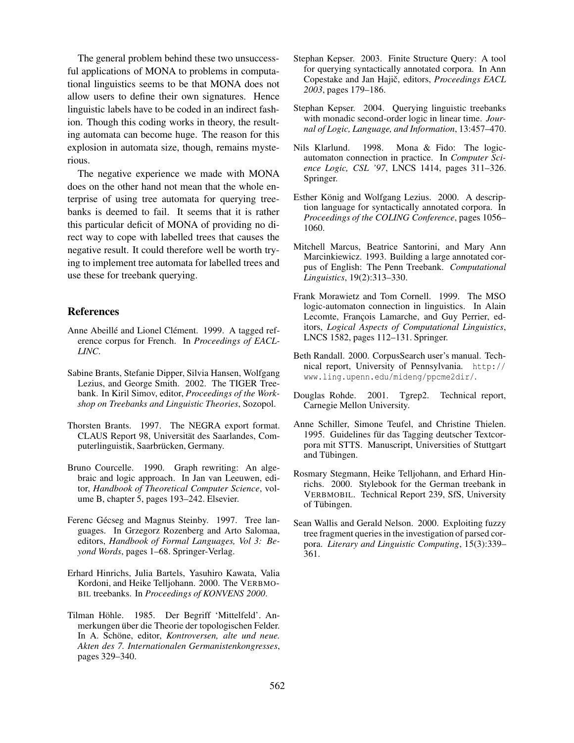The general problem behind these two unsuccessful applications of MONA to problems in computational linguistics seems to be that MONA does not allow users to define their own signatures. Hence linguistic labels have to be coded in an indirect fashion. Though this coding works in theory, the resulting automata can become huge. The reason for this explosion in automata size, though, remains mysterious.

The negative experience we made with MONA does on the other hand not mean that the whole enterprise of using tree automata for querying treebanks is deemed to fail. It seems that it is rather this particular deficit of MONA of providing no direct way to cope with labelled trees that causes the negative result. It could therefore well be worth trying to implement tree automata for labelled trees and use these for treebank querying.

## References

Anne Abeillé and Lionel Clément. 1999. A tagged reference corpus for French. In *Proceedings of EACL-LINC*.

Sabine Brants, Stefanie Dipper, Silvia Hansen, Wolfgang Lezius, and George Smith. 2002. The TIGER Treebank. In Kiril Simov, editor, *Proceedings of the Workshop on Treebanks and Linguistic Theories*, Sozopol.

Thorsten Brants. 1997. The NEGRA export format. CLAUS Report 98, Universität des Saarlandes, Computerlinguistik, Saarbrücken, Germany.

Bruno Courcelle. 1990. Graph rewriting: An algebraic and logic approach. In Jan van Leeuwen, editor, *Handbook of Theoretical Computer Science*, volume B, chapter 5, pages 193–242. Elsevier.

Ferenc Gécseg and Magnus Steinby. 1997. Tree languages. In Grzegorz Rozenberg and Arto Salomaa, editors, *Handbook of Formal Languages, Vol 3: Beyond Words*, pages 1–68. Springer-Verlag.

Erhard Hinrichs, Julia Bartels, Yasuhiro Kawata, Valia Kordoni, and Heike Telljohann. 2000. The VERBMOBIL treebanks. In *Proceedings of KONVENS 2000*.

Tilman Höhle. 1985. Der Begriff 'Mittelfeld'. Anmerkungen über die Theorie der topologischen Felder. In A. Schöne, editor, *Kontroversen, alte und neue. Akten des 7. Internationalen Germanistenkongresses*, pages 329–340.

Stephan Kepser. 2003. Finite Structure Query: A tool for querying syntactically annotated corpora. In Ann Copestake and Jan Hajič, editors, *Proceedings EACL 2003*, pages 179–186.

Stephan Kepser. 2004. Querying linguistic treebanks with monadic second-order logic in linear time. *Journal of Logic, Language, and Information*, 13:457–470.

Nils Klarlund. 1998. Mona & Fido: The logic-automaton connection in practice. In *Computer Science Logic, CSL '97*, LNCS 1414, pages 311–326. Springer.

Esther König and Wolfgang Lezius. 2000. A description language for syntactically annotated corpora. In *Proceedings of the COLING Conference*, pages 1056–1060.

Mitchell Marcus, Beatrice Santorini, and Mary Ann Marcinkiewicz. 1993. Building a large annotated corpus of English: The Penn Treebank. *Computational Linguistics*, 19(2):313–330.

Frank Morawietz and Tom Cornell. 1999. The MSO logic-automaton connection in linguistics. In Alain Lecomte, François Lamarche, and Guy Perrier, editors, *Logical Aspects of Computational Linguistics*, LNCS 1582, pages 112–131. Springer.

Beth Randall. 2000. CorpusSearch user's manual. Technical report, University of Pennsylvania. http://www.ling.upenn.edu/mideng/ppcme2dir/.

Douglas Rohde. 2001. Tgrep2. Technical report, Carnegie Mellon University.

Anne Schiller, Simone Teufel, and Christine Thielen. 1995. Guidelines für das Tagging deutscher Textcorpora mit STTS. Manuscript, Universities of Stuttgart and Tübingen.

Rosmary Stegmann, Heike Telljohann, and Erhard Hinrichs. 2000. Stylebook for the German treebank in VERBMOBIL. Technical Report 239, SfS, University of Tübingen.

Sean Wallis and Gerald Nelson. 2000. Exploiting fuzzy tree fragment queries in the investigation of parsed corpora. *Literary and Linguistic Computing*, 15(3):339–361.